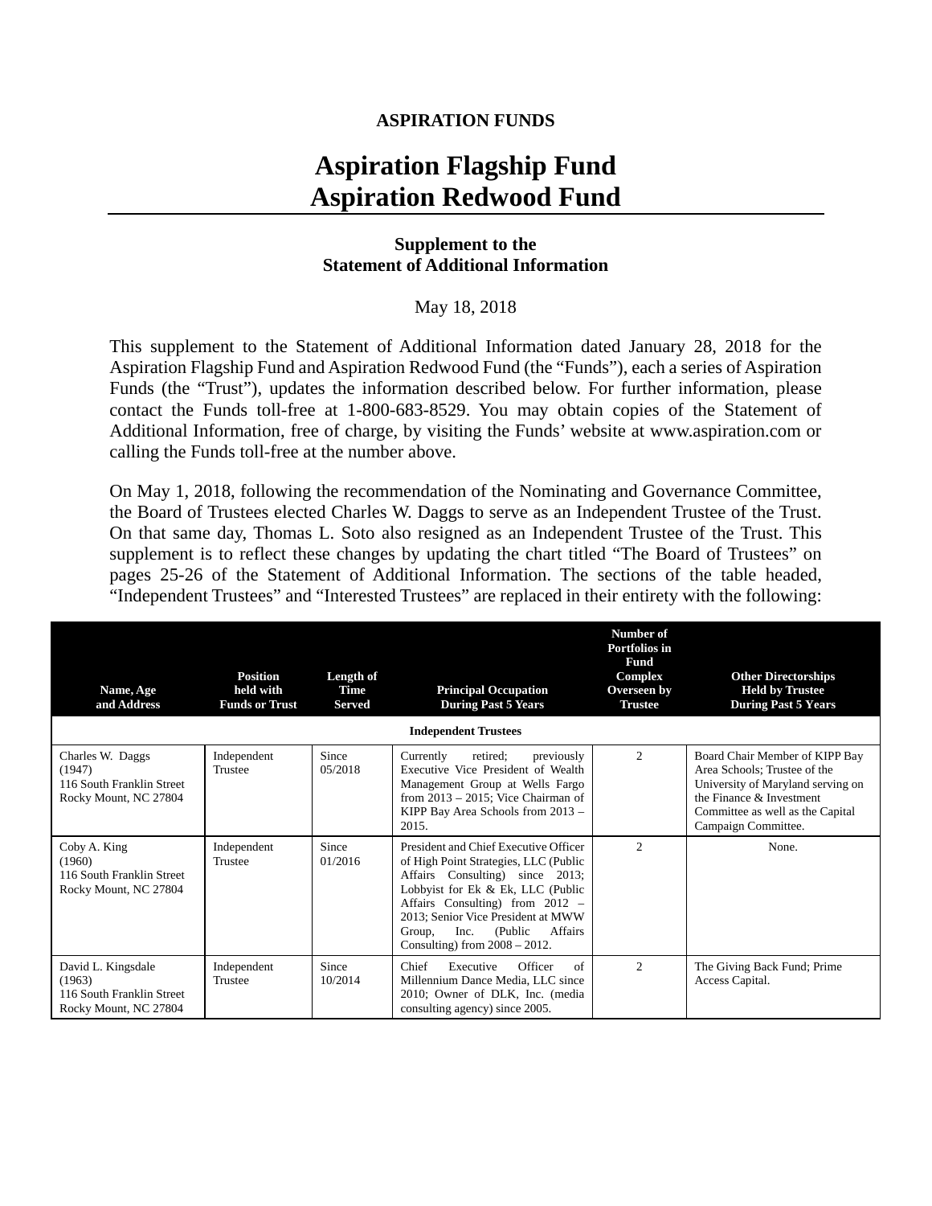**ASPIRATION FUNDS**

# Aspiration Flagship Fund
# Aspiration Redwood Fund

### Supplement to the
### Statement of Additional Information

May 18, 2018

This supplement to the Statement of Additional Information dated January 28, 2018 for the Aspiration Flagship Fund and Aspiration Redwood Fund (the "Funds"), each a series of Aspiration Funds (the "Trust"), updates the information described below. For further information, please contact the Funds toll-free at 1-800-683-8529. You may obtain copies of the Statement of Additional Information, free of charge, by visiting the Funds' website at www.aspiration.com or calling the Funds toll-free at the number above.

On May 1, 2018, following the recommendation of the Nominating and Governance Committee, the Board of Trustees elected Charles W. Daggs to serve as an Independent Trustee of the Trust. On that same day, Thomas L. Soto also resigned as an Independent Trustee of the Trust. This supplement is to reflect these changes by updating the chart titled "The Board of Trustees" on pages 25-26 of the Statement of Additional Information. The sections of the table headed, "Independent Trustees" and "Interested Trustees" are replaced in their entirety with the following:

| Name, Age and Address | Position held with Funds or Trust | Length of Time Served | Principal Occupation During Past 5 Years | Number of Portfolios in Fund Complex Overseen by Trustee | Other Directorships Held by Trustee During Past 5 Years |
|---|---|---|---|---|---|
| **Independent Trustees** | | | | | |
| Charles W. Daggs (1947) 116 South Franklin Street Rocky Mount, NC 27804 | Independent Trustee | Since 05/2018 | Currently retired; previously Executive Vice President of Wealth Management Group at Wells Fargo from 2013 – 2015; Vice Chairman of KIPP Bay Area Schools from 2013 – 2015. | 2 | Board Chair Member of KIPP Bay Area Schools; Trustee of the University of Maryland serving on the Finance & Investment Committee as well as the Capital Campaign Committee. |
| Coby A. King (1960) 116 South Franklin Street Rocky Mount, NC 27804 | Independent Trustee | Since 01/2016 | President and Chief Executive Officer of High Point Strategies, LLC (Public Affairs Consulting) since 2013; Lobbyist for Ek & Ek, LLC (Public Affairs Consulting) from 2012 – 2013; Senior Vice President at MWW Group, Inc. (Public Affairs Consulting) from 2008 – 2012. | 2 | None. |
| David L. Kingsdale (1963) 116 South Franklin Street Rocky Mount, NC 27804 | Independent Trustee | Since 10/2014 | Chief Executive Officer of Millennium Dance Media, LLC since 2010; Owner of DLK, Inc. (media consulting agency) since 2005. | 2 | The Giving Back Fund; Prime Access Capital. |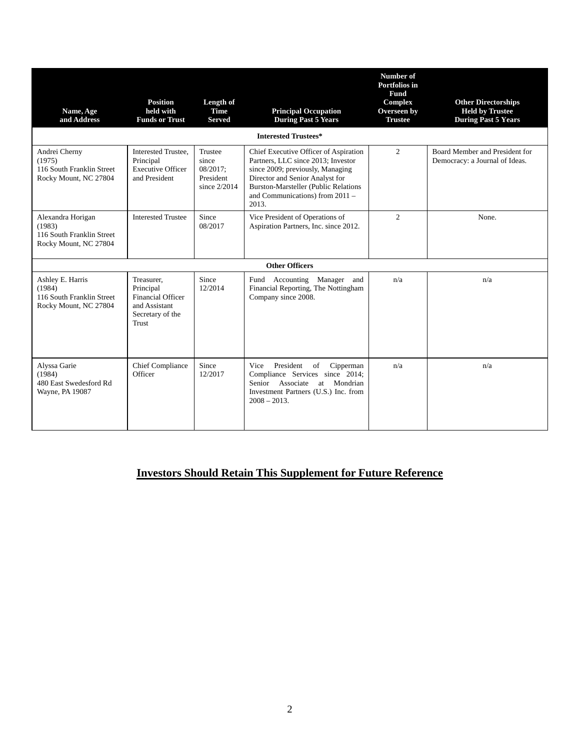| Name, Age and Address | Position held with Funds or Trust | Length of Time Served | Principal Occupation During Past 5 Years | Number of Portfolios in Fund Complex Overseen by Trustee | Other Directorships Held by Trustee During Past 5 Years |
|---|---|---|---|---|---|
| **Interested Trustees*** | | | | | |
| Andrei Cherny (1975) 116 South Franklin Street Rocky Mount, NC 27804 | Interested Trustee, Principal Executive Officer and President | Trustee since 08/2017; President since 2/2014 | Chief Executive Officer of Aspiration Partners, LLC since 2013; Investor since 2009; previously, Managing Director and Senior Analyst for Burston-Marsteller (Public Relations and Communications) from 2011 – 2013. | 2 | Board Member and President for Democracy: a Journal of Ideas. |
| Alexandra Horigan (1983) 116 South Franklin Street Rocky Mount, NC 27804 | Interested Trustee | Since 08/2017 | Vice President of Operations of Aspiration Partners, Inc. since 2012. | 2 | None. |
| **Other Officers** | | | | | |
| Ashley E. Harris (1984) 116 South Franklin Street Rocky Mount, NC 27804 | Treasurer, Principal Financial Officer and Assistant Secretary of the Trust | Since 12/2014 | Fund Accounting Manager and Financial Reporting, The Nottingham Company since 2008. | n/a | n/a |
| Alyssa Garie (1984) 480 East Swedesford Rd Wayne, PA 19087 | Chief Compliance Officer | Since 12/2017 | Vice President of Cipperman Compliance Services since 2014; Senior Associate at Mondrian Investment Partners (U.S.) Inc. from 2008 – 2013. | n/a | n/a |

**Investors Should Retain This Supplement for Future Reference**